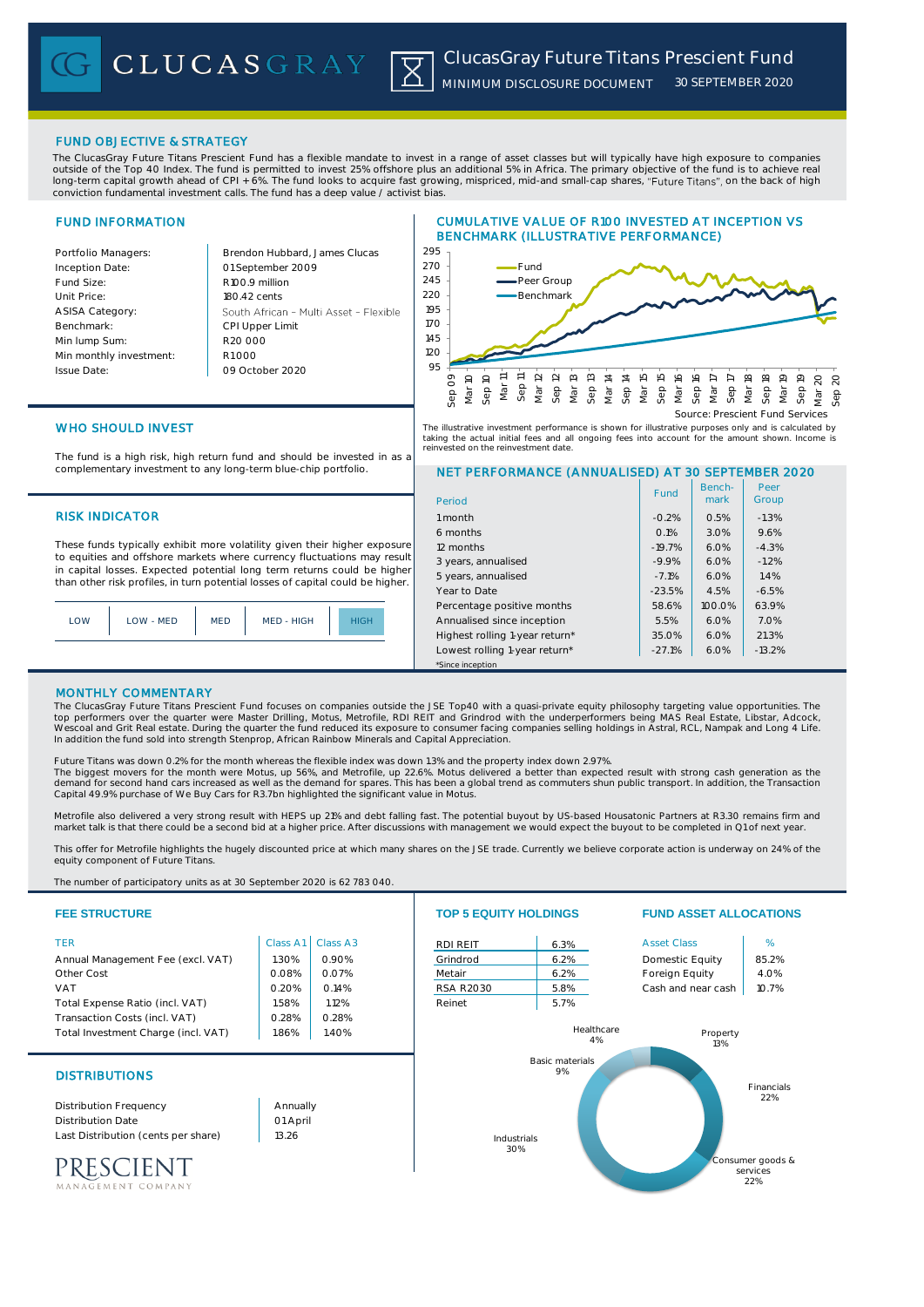# ClucasGray Future Titans Prescient Fund

MINIMUM DISCLOSURE DOCUMENT 30 SEPTEMBER 2020

## FUND OBJECTIVE & STRATEGY

The ClucasGray Future Titans Prescient Fund has a flexible mandate to invest in a range of asset classes but will typically have high exposure to companies outside of the Top 40 Index. The fund is permitted to invest 25% offshore plus an additional 5% in Africa. The primary objective of the fund is to achieve real long-term capital growth ahead of CPI + 6%. The fund looks to acquire fast growing, mispriced, mid-and small-cap shares, "Future Titans", on the back of high conviction fundamental investment calls. The fund has a deep value / activist bias.

## FUND INFORMATION

| | |
|---|---|
| Portfolio Managers: | Brendon Hubbard, James Clucas |
| Inception Date: | 01 September 2009 |
| Fund Size: | R100.9 million |
| Unit Price: | 180.42 cents |
| ASISA Category: | South African – Multi Asset – Flexible |
| Benchmark: | CPI Upper Limit |
| Min lump Sum: | R20 000 |
| Min monthly investment: | R1000 |
| Issue Date: | 09 October 2020 |

## CUMULATIVE VALUE OF R100 INVESTED AT INCEPTION VS BENCHMARK (ILLUSTRATIVE PERFORMANCE)

Source: Prescient Fund Services

The illustrative investment performance is shown for illustrative purposes only and is calculated by taking the actual initial fees and all ongoing fees into account for the amount shown. Income is reinvested on the reinvestment date.

## WHO SHOULD INVEST

The fund is a high risk, high return fund and should be invested in as a complementary investment to any long-term blue-chip portfolio.

## RISK INDICATOR

These funds typically exhibit more volatility given their higher exposure to equities and offshore markets where currency fluctuations may result in capital losses. Expected potential long term returns could be higher than other risk profiles, in turn potential losses of capital could be higher.

| LOW | LOW - MED | MED | MED - HIGH | **HIGH** |
|---|---|---|---|---|

## NET PERFORMANCE (ANNUALISED) AT 30 SEPTEMBER 2020

| Period | Fund | Bench-mark | Peer Group |
|---|---|---|---|
| 1 month | -0.2% | 0.5% | -1.3% |
| 6 months | 0.1% | 3.0% | 9.6% |
| 12 months | -19.7% | 6.0% | -4.3% |
| 3 years, annualised | -9.9% | 6.0% | -1.2% |
| 5 years, annualised | -7.1% | 6.0% | 1.4% |
| Year to Date | -23.5% | 4.5% | -6.5% |
| Percentage positive months | 58.6% | 100.0% | 63.9% |
| Annualised since inception | 5.5% | 6.0% | 7.0% |
| Highest rolling 1-year return* | 35.0% | 6.0% | 21.3% |
| Lowest rolling 1-year return* | -27.1% | 6.0% | -13.2% |

*Since inception

## MONTHLY COMMENTARY

The ClucasGray Future Titans Prescient Fund focuses on companies outside the JSE Top40 with a quasi-private equity philosophy targeting value opportunities. The top performers over the quarter were Master Drilling, Motus, Metrofile, RDI REIT and Grindrod with the underperformers being MAS Real Estate, Libstar, Adcock, Wescoal and Grit Real estate. During the quarter the fund reduced its exposure to consumer facing companies selling holdings in Astral, RCL, Nampak and Long 4 Life. In addition the fund sold into strength Stenprop, African Rainbow Minerals and Capital Appreciation.

Future Titans was down 0.2% for the month whereas the flexible index was down 1.3% and the property index down 2.97%.
The biggest movers for the month were Motus, up 56%, and Metrofile, up 22.6%. Motus delivered a better than expected result with strong cash generation as the demand for second hand cars increased as well as the demand for spares. This has been a global trend as commuters shun public transport. In addition, the Transaction Capital 49.9% purchase of We Buy Cars for R3.7bn highlighted the significant value in Motus.

Metrofile also delivered a very strong result with HEPS up 21% and debt falling fast. The potential buyout by US-based Housatonic Partners at R3.30 remains firm and market talk is that there could be a second bid at a higher price. After discussions with management we would expect the buyout to be completed in Q1 of next year.

This offer for Metrofile highlights the hugely discounted price at which many shares on the JSE trade. Currently we believe corporate action is underway on 24% of the equity component of Future Titans.

The number of participatory units as at 30 September 2020 is 62 783 040.

## FEE STRUCTURE

| TER | Class A1 | Class A3 |
|---|---|---|
| Annual Management Fee (excl. VAT) | 1.30% | 0.90% |
| Other Cost | 0.08% | 0.07% |
| VAT | 0.20% | 0.14% |
| Total Expense Ratio (incl. VAT) | 1.58% | 1.12% |
| Transaction Costs (incl. VAT) | 0.28% | 0.28% |
| Total Investment Charge (incl. VAT) | 1.86% | 1.40% |

## DISTRIBUTIONS

| | |
|---|---|
| Distribution Frequency | Annually |
| Distribution Date | 01 April |
| Last Distribution (cents per share) | 13.26 |

## TOP 5 EQUITY HOLDINGS

| | |
|---|---|
| RDI REIT | 6.3% |
| Grindrod | 6.2% |
| Metair | 6.2% |
| RSA R2030 | 5.8% |
| Reinet | 5.7% |

## FUND ASSET ALLOCATIONS

| Asset Class | % |
|---|---|
| Domestic Equity | 85.2% |
| Foreign Equity | 4.0% |
| Cash and near cash | 10.7% |

| Sector | % |
|---|---|
| Healthcare | 4% |
| Property | 13% |
| Financials | 22% |
| Consumer goods & services | 22% |
| Industrials | 30% |
| Basic materials | 9% |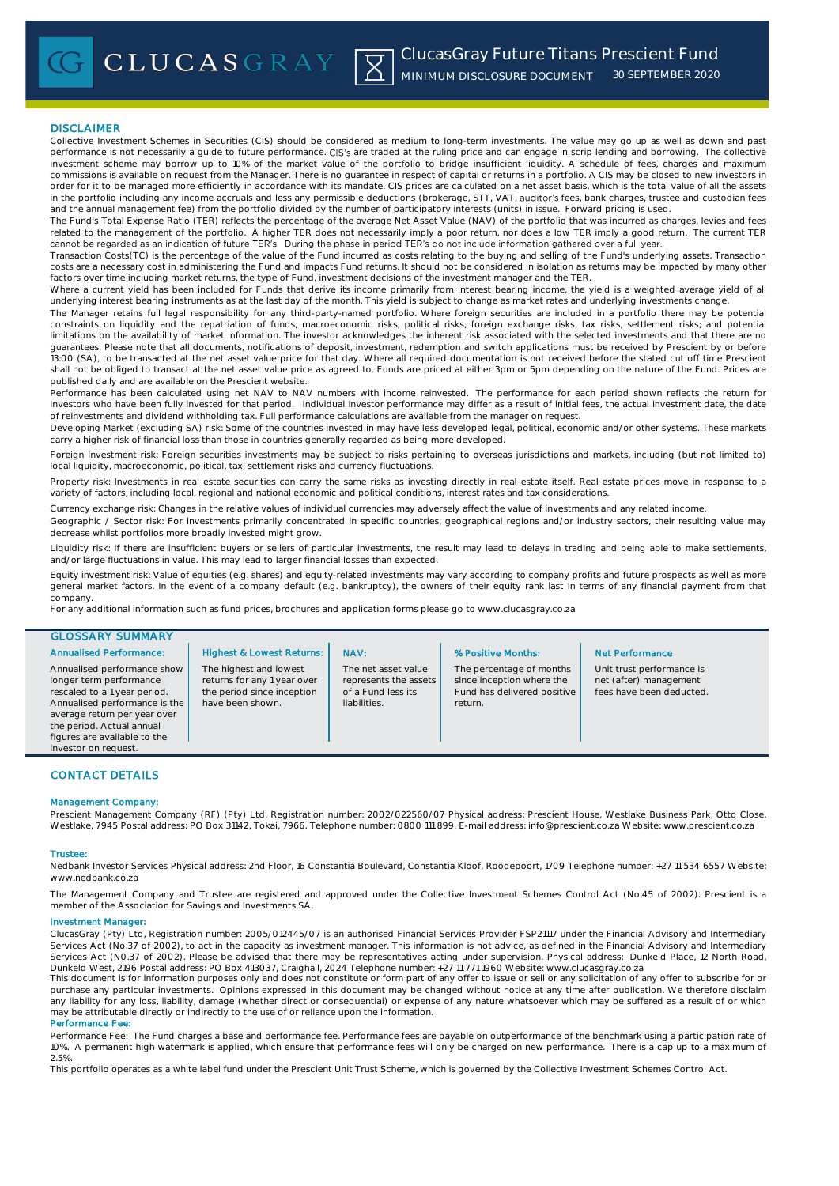## DISCLAIMER

Collective Investment Schemes in Securities (CIS) should be considered as medium to long-term investments. The value may go up as well as down and past performance is not necessarily a guide to future performance. CIS's are traded at the ruling price and can engage in scrip lending and borrowing. The collective investment scheme may borrow up to 10% of the market value of the portfolio to bridge insufficient liquidity. A schedule of fees, charges and maximum commissions is available on request from the Manager. There is no guarantee in respect of capital or returns in a portfolio. A CIS may be closed to new investors in order for it to be managed more efficiently in accordance with its mandate. CIS prices are calculated on a net asset basis, which is the total value of all the assets in the portfolio including any income accruals and less any permissible deductions (brokerage, STT, VAT, auditor's fees, bank charges, trustee and custodian fees and the annual management fee) from the portfolio divided by the number of participatory interests (units) in issue. Forward pricing is used.

The Fund's Total Expense Ratio (TER) reflects the percentage of the average Net Asset Value (NAV) of the portfolio that was incurred as charges, levies and fees related to the management of the portfolio. A higher TER does not necessarily imply a poor return, nor does a low TER imply a good return. The current TER cannot be regarded as an indication of future TER's. During the phase in period TER's do not include information gathered over a full year.

Transaction Costs(TC) is the percentage of the value of the Fund incurred as costs relating to the buying and selling of the Fund's underlying assets. Transaction costs are a necessary cost in administering the Fund and impacts Fund returns. It should not be considered in isolation as returns may be impacted by many other factors over time including market returns, the type of Fund, investment decisions of the investment manager and the TER.

Where a current yield has been included for Funds that derive its income primarily from interest bearing income, the yield is a weighted average yield of all underlying interest bearing instruments as at the last day of the month. This yield is subject to change as market rates and underlying investments change.

The Manager retains full legal responsibility for any third-party-named portfolio. Where foreign securities are included in a portfolio there may be potential constraints on liquidity and the repatriation of funds, macroeconomic risks, political risks, foreign exchange risks, tax risks, settlement risks; and potential limitations on the availability of market information. The investor acknowledges the inherent risk associated with the selected investments and that there are no guarantees. Please note that all documents, notifications of deposit, investment, redemption and switch applications must be received by Prescient by or before 13:00 (SA), to be transacted at the net asset value price for that day. Where all required documentation is not received before the stated cut off time Prescient shall not be obliged to transact at the net asset value price as agreed to. Funds are priced at either 3pm or 5pm depending on the nature of the Fund. Prices are published daily and are available on the Prescient website.

Performance has been calculated using net NAV to NAV numbers with income reinvested. The performance for each period shown reflects the return for investors who have been fully invested for that period. Individual investor performance may differ as a result of initial fees, the actual investment date, the date of reinvestments and dividend withholding tax. Full performance calculations are available from the manager on request.

Developing Market (excluding SA) risk: Some of the countries invested in may have less developed legal, political, economic and/or other systems. These markets carry a higher risk of financial loss than those in countries generally regarded as being more developed.

Foreign Investment risk: Foreign securities investments may be subject to risks pertaining to overseas jurisdictions and markets, including (but not limited to) local liquidity, macroeconomic, political, tax, settlement risks and currency fluctuations.

Property risk: Investments in real estate securities can carry the same risks as investing directly in real estate itself. Real estate prices move in response to a variety of factors, including local, regional and national economic and political conditions, interest rates and tax considerations.

Currency exchange risk: Changes in the relative values of individual currencies may adversely affect the value of investments and any related income.

Geographic / Sector risk: For investments primarily concentrated in specific countries, geographical regions and/or industry sectors, their resulting value may decrease whilst portfolios more broadly invested might grow.

Liquidity risk: If there are insufficient buyers or sellers of particular investments, the result may lead to delays in trading and being able to make settlements, and/or large fluctuations in value. This may lead to larger financial losses than expected.

Equity investment risk: Value of equities (e.g. shares) and equity-related investments may vary according to company profits and future prospects as well as more general market factors. In the event of a company default (e.g. bankruptcy), the owners of their equity rank last in terms of any financial payment from that company.

For any additional information such as fund prices, brochures and application forms please go to www.clucasgray.co.za

## GLOSSARY SUMMARY

**Annualised Performance:** Annualised performance show longer term performance rescaled to a 1 year period. Annualised performance is the average return per year over the period. Actual annual figures are available to the investor on request.

**Highest & Lowest Returns:** The highest and lowest returns for any 1 year over the period since inception have been shown.

**NAV:** The net asset value represents the assets of a Fund less its liabilities.

**% Positive Months:** The percentage of months since inception where the Fund has delivered positive return.

**Net Performance:** Unit trust performance is net (after) management fees have been deducted.

## CONTACT DETAILS

### Management Company:

Prescient Management Company (RF) (Pty) Ltd, Registration number: 2002/022560/07 Physical address: Prescient House, Westlake Business Park, Otto Close, Westlake, 7945 Postal address: PO Box 31142, Tokai, 7966. Telephone number: 0800 111 899. E-mail address: info@prescient.co.za Website: www.prescient.co.za

### Trustee:

Nedbank Investor Services Physical address: 2nd Floor, 16 Constantia Boulevard, Constantia Kloof, Roodepoort, 1709 Telephone number: +27 11 534 6557 Website: www.nedbank.co.za

The Management Company and Trustee are registered and approved under the Collective Investment Schemes Control Act (No.45 of 2002). Prescient is a member of the Association for Savings and Investments SA.

### Investment Manager:

ClucasGray (Pty) Ltd, Registration number: 2005/012445/07 is an authorised Financial Services Provider FSP21117 under the Financial Advisory and Intermediary Services Act (No.37 of 2002), to act in the capacity as investment manager. This information is not advice, as defined in the Financial Advisory and Intermediary Services Act (NO.37 of 2002). Please be advised that there may be representatives acting under supervision. Physical address: Dunkeld Place, 12 North Road, Dunkeld West, 2196 Postal address: PO Box 413037, Craighall, 2024 Telephone number: +27 11 771 1960 Website: www.clucasgray.co.za

This document is for information purposes only and does not constitute or form part of any offer to issue or sell or any solicitation of any offer to subscribe for or purchase any particular investments. Opinions expressed in this document may be changed without notice at any time after publication. We therefore disclaim any liability for any loss, liability, damage (whether direct or consequential) or expense of any nature whatsoever which may be suffered as a result of or which may be attributable directly or indirectly to the use of or reliance upon the information.

### Performance Fee:

Performance Fee: The Fund charges a base and performance fee. Performance fees are payable on outperformance of the benchmark using a participation rate of 10%. A permanent high watermark is applied, which ensure that performance fees will only be charged on new performance. There is a cap up to a maximum of 2.5%.

This portfolio operates as a white label fund under the Prescient Unit Trust Scheme, which is governed by the Collective Investment Schemes Control Act.